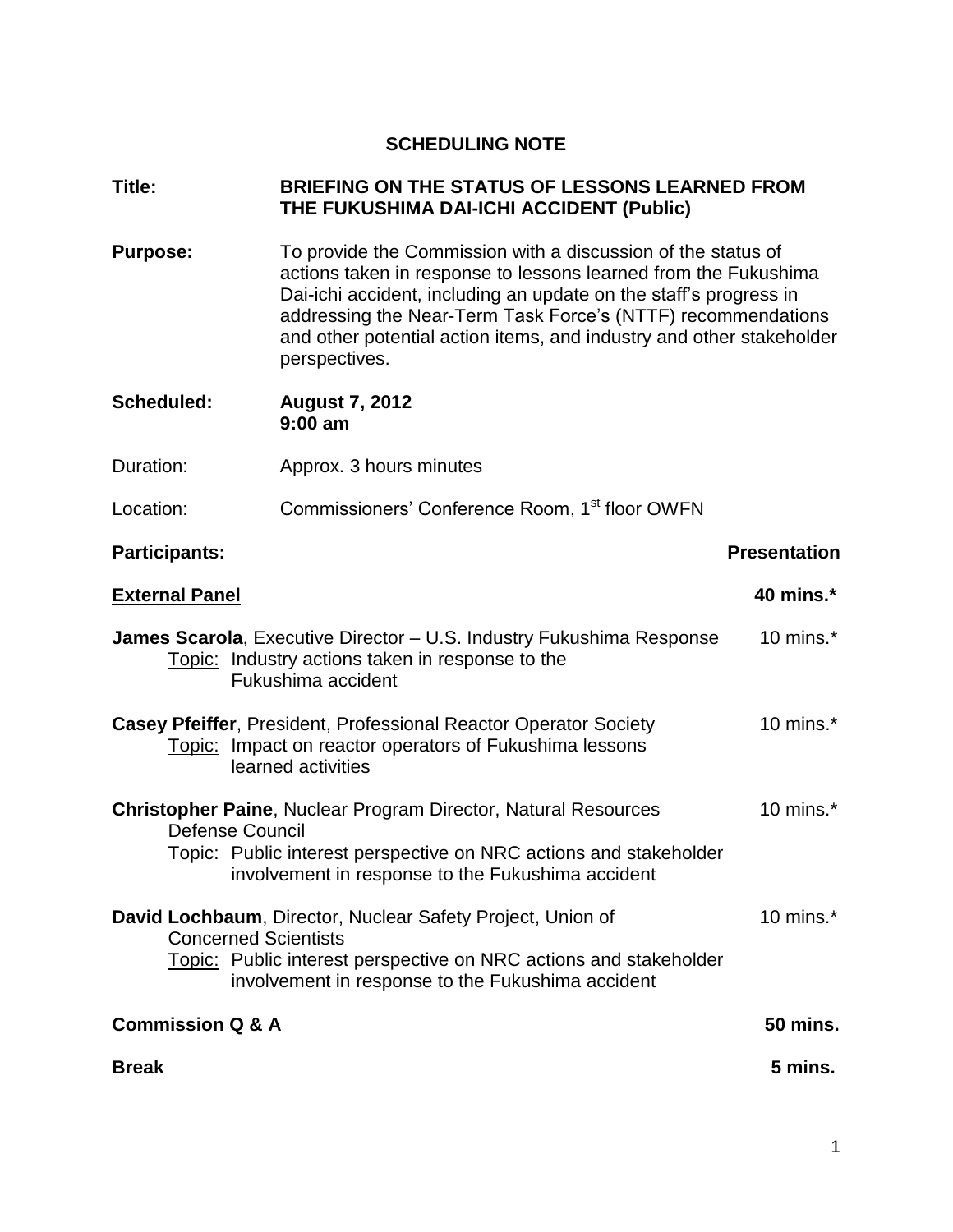## SCHEDULING NOTE

**Title:** **BRIEFING ON THE STATUS OF LESSONS LEARNED FROM THE FUKUSHIMA DAI-ICHI ACCIDENT (Public)**

**Purpose:** To provide the Commission with a discussion of the status of actions taken in response to lessons learned from the Fukushima Dai-ichi accident, including an update on the staff's progress in addressing the Near-Term Task Force's (NTTF) recommendations and other potential action items, and industry and other stakeholder perspectives.

**Scheduled:** **August 7, 2012**
**9:00 am**

Duration: Approx. 3 hours minutes

Location: Commissioners' Conference Room, 1st floor OWFN

| **Participants:** | **Presentation** |
| --- | --- |
| **External Panel** | **40 mins.*** |
| **James Scarola**, Executive Director – U.S. Industry Fukushima Response<br>Topic: Industry actions taken in response to the Fukushima accident | 10 mins.* |
| **Casey Pfeiffer**, President, Professional Reactor Operator Society<br>Topic: Impact on reactor operators of Fukushima lessons learned activities | 10 mins.* |
| **Christopher Paine**, Nuclear Program Director, Natural Resources Defense Council<br>Topic: Public interest perspective on NRC actions and stakeholder involvement in response to the Fukushima accident | 10 mins.* |
| **David Lochbaum**, Director, Nuclear Safety Project, Union of Concerned Scientists<br>Topic: Public interest perspective on NRC actions and stakeholder involvement in response to the Fukushima accident | 10 mins.* |
| **Commission Q & A** | **50 mins.** |
| **Break** | **5 mins.** |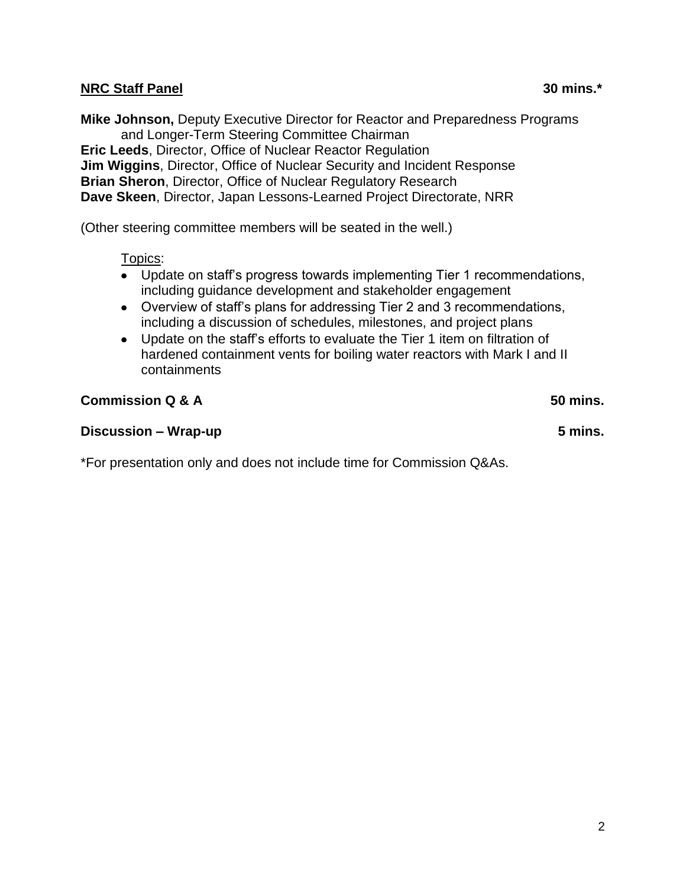**<u>NRC Staff Panel</u>** **30 mins.***

**Mike Johnson,** Deputy Executive Director for Reactor and Preparedness Programs and Longer-Term Steering Committee Chairman
**Eric Leeds**, Director, Office of Nuclear Reactor Regulation
**Jim Wiggins**, Director, Office of Nuclear Security and Incident Response
**Brian Sheron**, Director, Office of Nuclear Regulatory Research
**Dave Skeen**, Director, Japan Lessons-Learned Project Directorate, NRR

(Other steering committee members will be seated in the well.)

<u>Topics</u>:

- Update on staff's progress towards implementing Tier 1 recommendations, including guidance development and stakeholder engagement
- Overview of staff's plans for addressing Tier 2 and 3 recommendations, including a discussion of schedules, milestones, and project plans
- Update on the staff's efforts to evaluate the Tier 1 item on filtration of hardened containment vents for boiling water reactors with Mark I and II containments

**Commission Q & A** **50 mins.**

**Discussion – Wrap-up** **5 mins.**

*For presentation only and does not include time for Commission Q&As.